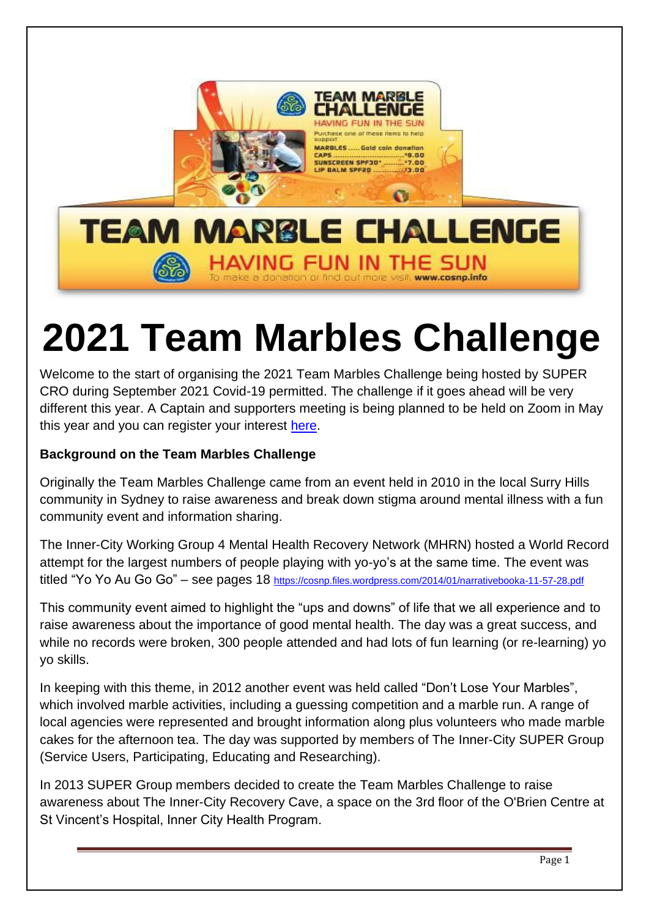# 2021 Team Marbles Challenge

Welcome to the start of organising the 2021 Team Marbles Challenge being hosted by SUPER CRO during September 2021 Covid-19 permitted. The challenge if it goes ahead will be very different this year. A Captain and supporters meeting is being planned to be held on Zoom in May this year and you can register your interest here.

**Background on the Team Marbles Challenge**

Originally the Team Marbles Challenge came from an event held in 2010 in the local Surry Hills community in Sydney to raise awareness and break down stigma around mental illness with a fun community event and information sharing.

The Inner-City Working Group 4 Mental Health Recovery Network (MHRN) hosted a World Record attempt for the largest numbers of people playing with yo-yo's at the same time. The event was titled "Yo Yo Au Go Go" – see pages 18 https://cosnp.files.wordpress.com/2014/01/narrativebooka-11-57-28.pdf

This community event aimed to highlight the "ups and downs" of life that we all experience and to raise awareness about the importance of good mental health. The day was a great success, and while no records were broken, 300 people attended and had lots of fun learning (or re-learning) yo yo skills.

In keeping with this theme, in 2012 another event was held called "Don't Lose Your Marbles", which involved marble activities, including a guessing competition and a marble run. A range of local agencies were represented and brought information along plus volunteers who made marble cakes for the afternoon tea. The day was supported by members of The Inner-City SUPER Group (Service Users, Participating, Educating and Researching).

In 2013 SUPER Group members decided to create the Team Marbles Challenge to raise awareness about The Inner-City Recovery Cave, a space on the 3rd floor of the O'Brien Centre at St Vincent's Hospital, Inner City Health Program.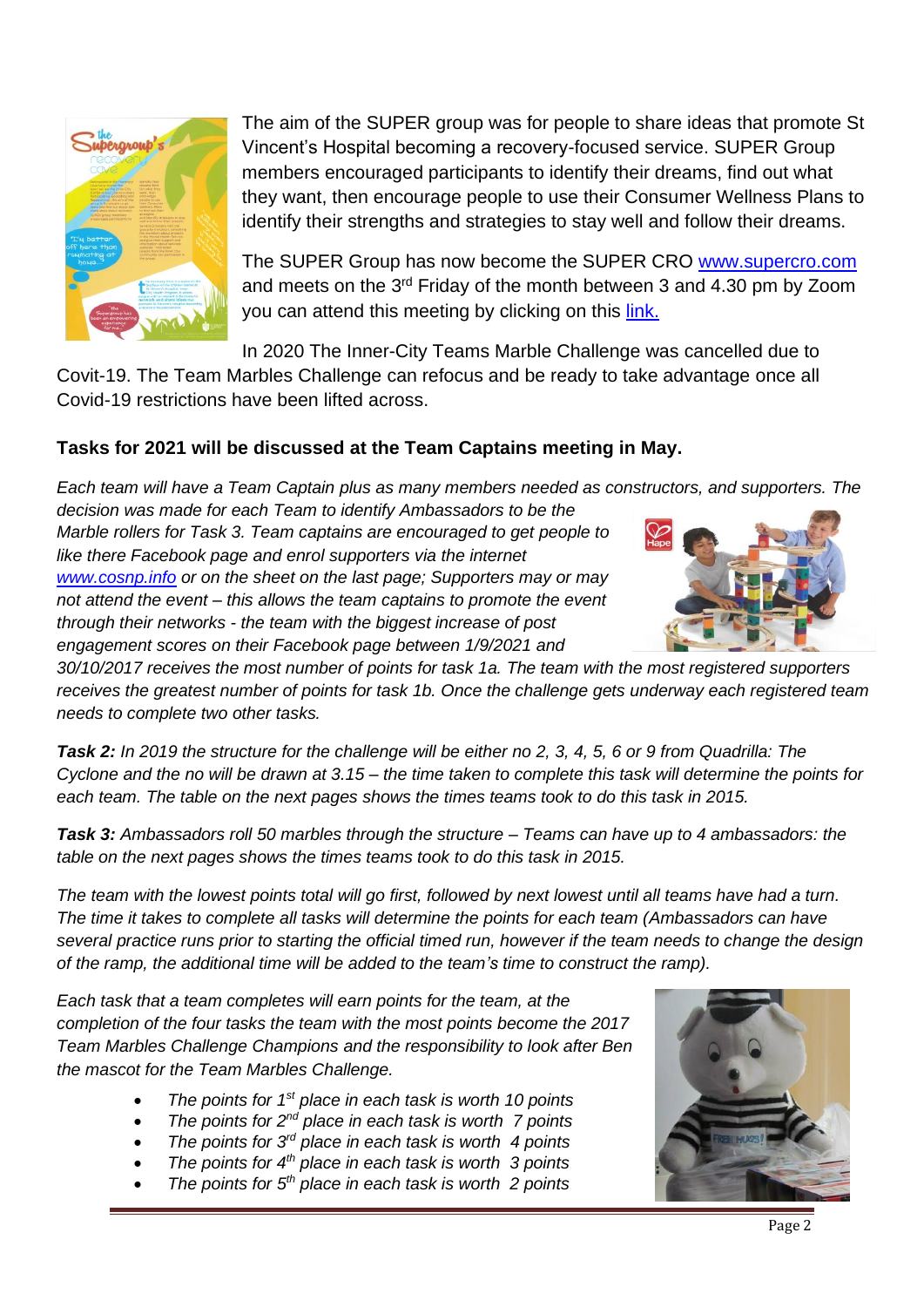The aim of the SUPER group was for people to share ideas that promote St Vincent's Hospital becoming a recovery-focused service. SUPER Group members encouraged participants to identify their dreams, find out what they want, then encourage people to use their Consumer Wellness Plans to identify their strengths and strategies to stay well and follow their dreams.

The SUPER Group has now become the SUPER CRO [www.supercro.com](http://www.supercro.com) and meets on the 3rd Friday of the month between 3 and 4.30 pm by Zoom you can attend this meeting by clicking on this [link.]()

In 2020 The Inner-City Teams Marble Challenge was cancelled due to Covit-19. The Team Marbles Challenge can refocus and be ready to take advantage once all Covid-19 restrictions have been lifted across.

**Tasks for 2021 will be discussed at the Team Captains meeting in May.**

*Each team will have a Team Captain plus as many members needed as constructors, and supporters. The decision was made for each Team to identify Ambassadors to be the Marble rollers for Task 3. Team captains are encouraged to get people to like there Facebook page and enrol supporters via the internet [www.cosnp.info](http://www.cosnp.info) or on the sheet on the last page; Supporters may or may not attend the event – this allows the team captains to promote the event through their networks - the team with the biggest increase of post engagement scores on their Facebook page between 1/9/2021 and 30/10/2017 receives the most number of points for task 1a. The team with the most registered supporters receives the greatest number of points for task 1b. Once the challenge gets underway each registered team needs to complete two other tasks.*

***Task 2:*** *In 2019 the structure for the challenge will be either no 2, 3, 4, 5, 6 or 9 from Quadrilla: The Cyclone and the no will be drawn at 3.15 – the time taken to complete this task will determine the points for each team. The table on the next pages shows the times teams took to do this task in 2015.*

***Task 3:*** *Ambassadors roll 50 marbles through the structure – Teams can have up to 4 ambassadors: the table on the next pages shows the times teams took to do this task in 2015.*

*The team with the lowest points total will go first, followed by next lowest until all teams have had a turn. The time it takes to complete all tasks will determine the points for each team (Ambassadors can have several practice runs prior to starting the official timed run, however if the team needs to change the design of the ramp, the additional time will be added to the team's time to construct the ramp).*

*Each task that a team completes will earn points for the team, at the completion of the four tasks the team with the most points become the 2017 Team Marbles Challenge Champions and the responsibility to look after Ben the mascot for the Team Marbles Challenge.*

- *The points for 1st place in each task is worth 10 points*
- *The points for 2nd place in each task is worth 7 points*
- *The points for 3rd place in each task is worth 4 points*
- *The points for 4th place in each task is worth 3 points*
- *The points for 5th place in each task is worth 2 points*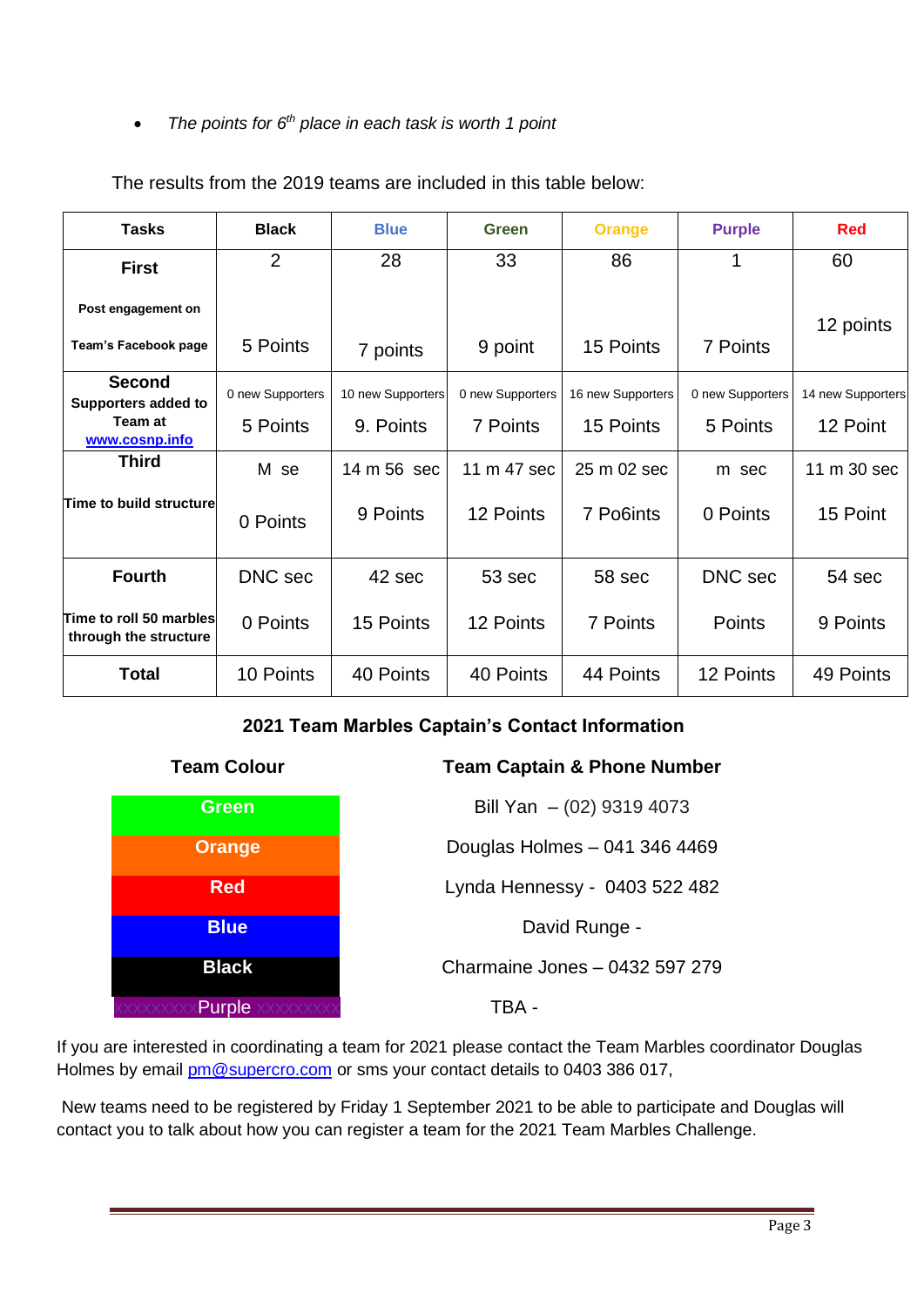- *The points for 6th place in each task is worth 1 point*

The results from the 2019 teams are included in this table below:

| Tasks | Black | Blue | Green | Orange | Purple | Red |
|---|---|---|---|---|---|---|
| **First** **Post engagement on Team's Facebook page** | 2 5 Points | 28 7 points | 33 9 point | 86 15 Points | 1 7 Points | 60 12 points |
| **Second** **Supporters added to Team at [www.cosnp.info](http://www.cosnp.info)** | 0 new Supporters 5 Points | 10 new Supporters 9. Points | 0 new Supporters 7 Points | 16 new Supporters 15 Points | 0 new Supporters 5 Points | 14 new Supporters 12 Point |
| **Third** **Time to build structure** | M se 0 Points | 14 m 56 sec 9 Points | 11 m 47 sec 12 Points | 25 m 02 sec 7 Po6ints | m sec 0 Points | 11 m 30 sec 15 Point |
| **Fourth** **Time to roll 50 marbles through the structure** | DNC sec 0 Points | 42 sec 15 Points | 53 sec 12 Points | 58 sec 7 Points | DNC sec Points | 54 sec 9 Points |
| **Total** | 10 Points | 40 Points | 40 Points | 44 Points | 12 Points | 49 Points |

## 2021 Team Marbles Captain's Contact Information

| Team Colour | Team Captain & Phone Number |
|---|---|
| Green | Bill Yan – (02) 9319 4073 |
| Orange | Douglas Holmes – 041 346 4469 |
| Red | Lynda Hennessy - 0403 522 482 |
| Blue | David Runge - |
| Black | Charmaine Jones – 0432 597 279 |
| xxxxxxxxxPurple xxxxxxxxx | TBA - |

If you are interested in coordinating a team for 2021 please contact the Team Marbles coordinator Douglas Holmes by email [pm@supercro.com](mailto:pm@supercro.com) or sms your contact details to 0403 386 017,

New teams need to be registered by Friday 1 September 2021 to be able to participate and Douglas will contact you to talk about how you can register a team for the 2021 Team Marbles Challenge.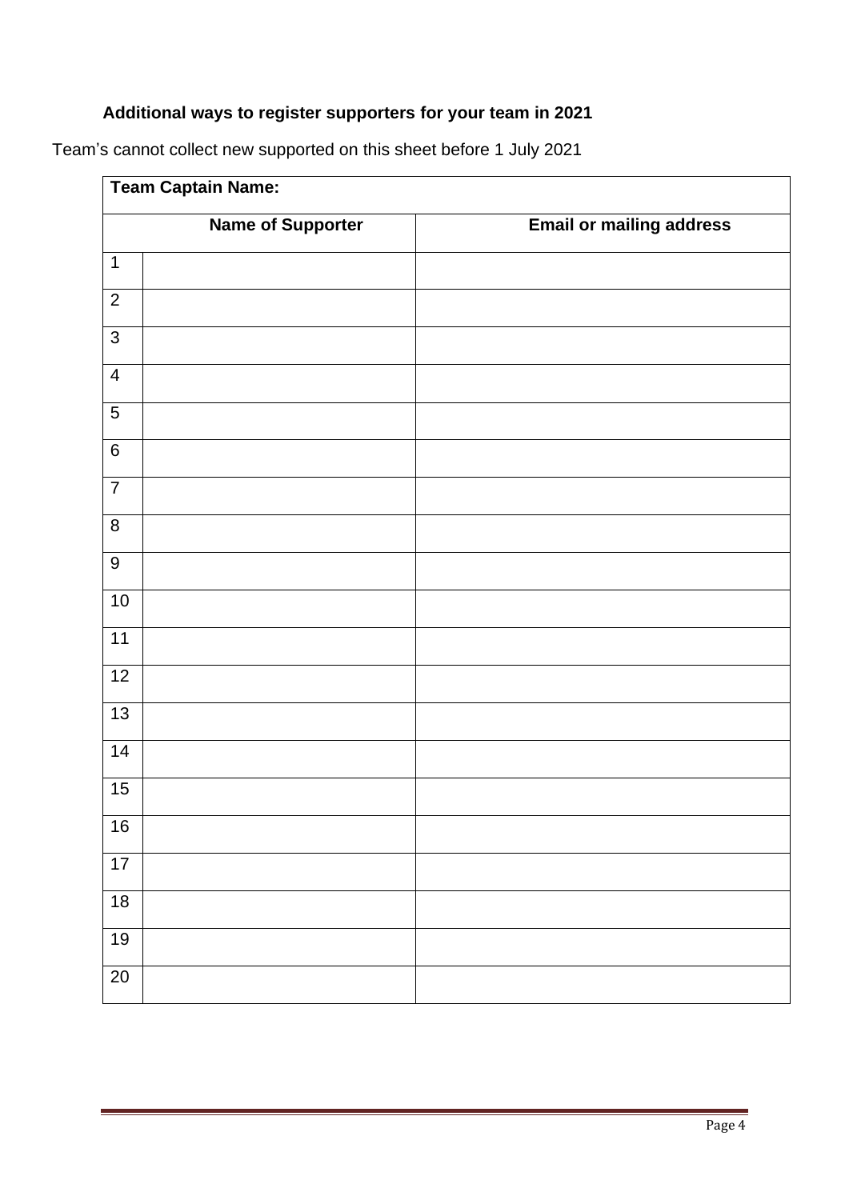**Additional ways to register supporters for your team in 2021**

Team's cannot collect new supported on this sheet before 1 July 2021

| **Team Captain Name:** | | |
|---|---|---|
| | **Name of Supporter** | **Email or mailing address** |
| 1 | | |
| 2 | | |
| 3 | | |
| 4 | | |
| 5 | | |
| 6 | | |
| 7 | | |
| 8 | | |
| 9 | | |
| 10 | | |
| 11 | | |
| 12 | | |
| 13 | | |
| 14 | | |
| 15 | | |
| 16 | | |
| 17 | | |
| 18 | | |
| 19 | | |
| 20 | | |